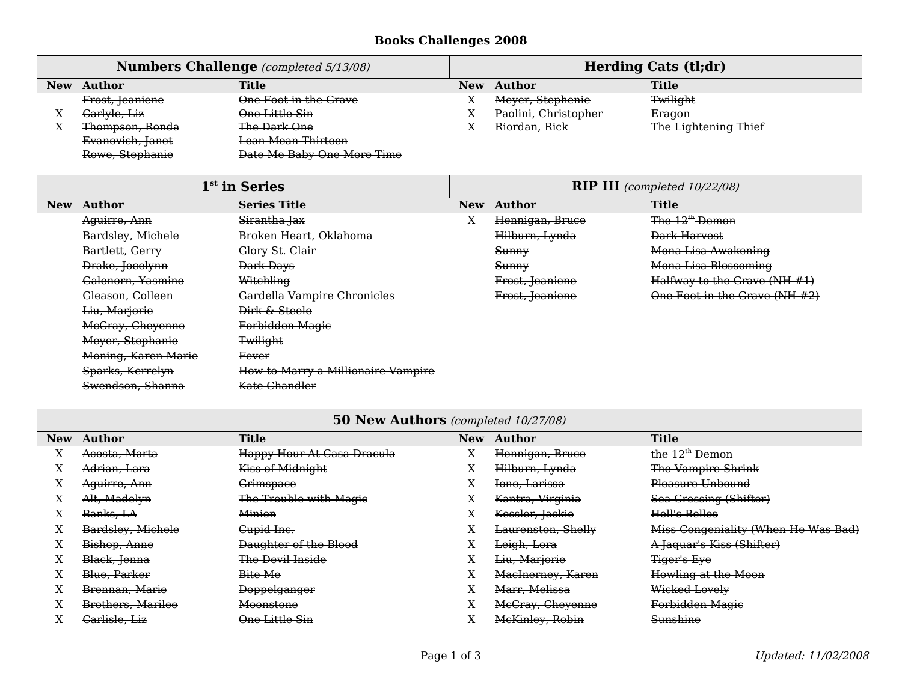# Books Challenges 2008

## Numbers Challenge *(completed 5/13/08)*

| New | Author | Title |
| --- | --- | --- |
| | ~~Frost, Jeaniene~~ | ~~One Foot in the Grave~~ |
| X | ~~Carlyle, Liz~~ | ~~One Little Sin~~ |
| X | ~~Thompson, Ronda~~ | ~~The Dark One~~ |
| | ~~Evanovich, Janet~~ | ~~Lean Mean Thirteen~~ |
| | ~~Rowe, Stephanie~~ | ~~Date Me Baby One More Time~~ |

## Herding Cats (tl;dr)

| New | Author | Title |
| --- | --- | --- |
| X | ~~Meyer, Stephenie~~ | ~~Twilight~~ |
| X | Paolini, Christopher | Eragon |
| X | Riordan, Rick | The Lightening Thief |

## 1st in Series

| New | Author | Series Title |
| --- | --- | --- |
| | ~~Aguirre, Ann~~ | ~~Sirantha Jax~~ |
| | Bardsley, Michele | Broken Heart, Oklahoma |
| | Bartlett, Gerry | Glory St. Clair |
| | ~~Drake, Jocelynn~~ | ~~Dark Days~~ |
| | ~~Galenorn, Yasmine~~ | ~~Witchling~~ |
| | Gleason, Colleen | Gardella Vampire Chronicles |
| | ~~Liu, Marjorie~~ | ~~Dirk & Steele~~ |
| | ~~McCray, Cheyenne~~ | ~~Forbidden Magic~~ |
| | ~~Meyer, Stephanie~~ | ~~Twilight~~ |
| | ~~Moning, Karen Marie~~ | ~~Fever~~ |
| | ~~Sparks, Kerrelyn~~ | ~~How to Marry a Millionaire Vampire~~ |
| | ~~Swendson, Shanna~~ | ~~Kate Chandler~~ |

## RIP III *(completed 10/22/08)*

| New | Author | Title |
| --- | --- | --- |
| X | ~~Hennigan, Bruce~~ | ~~The 12th Demon~~ |
| | ~~Hilburn, Lynda~~ | ~~Dark Harvest~~ |
| | ~~Sunny~~ | ~~Mona Lisa Awakening~~ |
| | ~~Sunny~~ | ~~Mona Lisa Blossoming~~ |
| | ~~Frost, Jeaniene~~ | ~~Halfway to the Grave (NH #1)~~ |
| | ~~Frost, Jeaniene~~ | ~~One Foot in the Grave (NH #2)~~ |

## 50 New Authors *(completed 10/27/08)*

| New | Author | Title |
| --- | --- | --- |
| X | ~~Acosta, Marta~~ | ~~Happy Hour At Casa Dracula~~ |
| X | ~~Adrian, Lara~~ | ~~Kiss of Midnight~~ |
| X | ~~Aguirre, Ann~~ | ~~Grimspace~~ |
| X | ~~Alt, Madelyn~~ | ~~The Trouble with Magic~~ |
| X | ~~Banks, LA~~ | ~~Minion~~ |
| X | ~~Bardsley, Michele~~ | ~~Cupid Inc.~~ |
| X | ~~Bishop, Anne~~ | ~~Daughter of the Blood~~ |
| X | ~~Black, Jenna~~ | ~~The Devil Inside~~ |
| X | ~~Blue, Parker~~ | ~~Bite Me~~ |
| X | ~~Brennan, Marie~~ | ~~Doppelganger~~ |
| X | ~~Brothers, Marilee~~ | ~~Moonstone~~ |
| X | ~~Carlisle, Liz~~ | ~~One Little Sin~~ |
| X | ~~Hennigan, Bruce~~ | ~~the 12th Demon~~ |
| X | ~~Hilburn, Lynda~~ | ~~The Vampire Shrink~~ |
| X | ~~Ione, Larissa~~ | ~~Pleasure Unbound~~ |
| X | ~~Kantra, Virginia~~ | ~~Sea Crossing (Shifter)~~ |
| X | ~~Kessler, Jackie~~ | ~~Hell's Belles~~ |
| X | ~~Laurenston, Shelly~~ | ~~Miss Congeniality (When He Was Bad)~~ |
| X | ~~Leigh, Lora~~ | ~~A Jaquar's Kiss (Shifter)~~ |
| X | ~~Liu, Marjorie~~ | ~~Tiger's Eye~~ |
| X | ~~MacInerney, Karen~~ | ~~Howling at the Moon~~ |
| X | ~~Marr, Melissa~~ | ~~Wicked Lovely~~ |
| X | ~~McCray, Cheyenne~~ | ~~Forbidden Magic~~ |
| X | ~~McKinley, Robin~~ | ~~Sunshine~~ |

*Updated: 11/02/2008*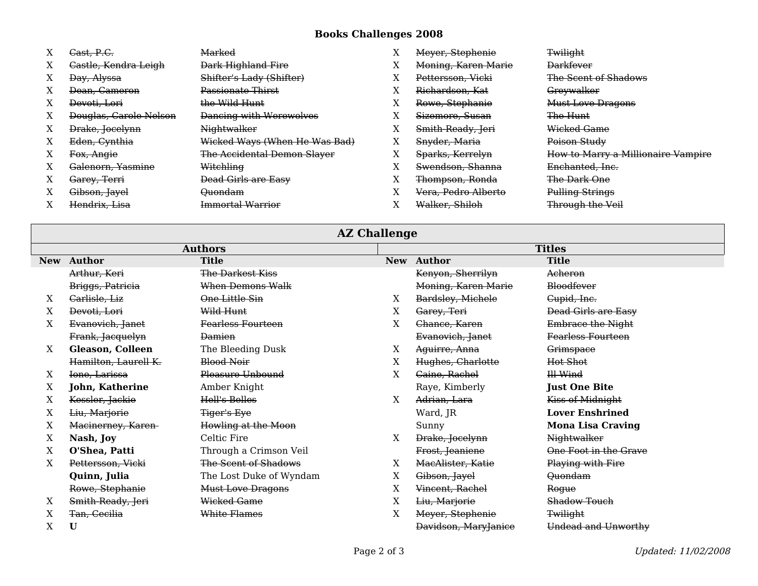# Books Challenges 2008

| | | |
|---|---|---|
| X | ~~Cast, P.C.~~ | ~~Marked~~ |
| X | ~~Castle, Kendra Leigh~~ | ~~Dark Highland Fire~~ |
| X | ~~Day, Alyssa~~ | ~~Shifter's Lady (Shifter)~~ |
| X | ~~Dean, Cameron~~ | ~~Passionate Thirst~~ |
| X | ~~Devoti, Lori~~ | ~~the Wild Hunt~~ |
| X | ~~Douglas, Carole Nelson~~ | ~~Dancing with Werewolves~~ |
| X | ~~Drake, Jocelynn~~ | ~~Nightwalker~~ |
| X | ~~Eden, Cynthia~~ | ~~Wicked Ways (When He Was Bad)~~ |
| X | ~~Fox, Angie~~ | ~~The Accidental Demon Slayer~~ |
| X | ~~Galenorn, Yasmine~~ | ~~Witchling~~ |
| X | ~~Garey, Terri~~ | ~~Dead Girls are Easy~~ |
| X | ~~Gibson, Jayel~~ | ~~Quondam~~ |
| X | ~~Hendrix, Lisa~~ | ~~Immortal Warrior~~ |
| X | ~~Meyer, Stephenie~~ | ~~Twilight~~ |
| X | ~~Moning, Karen Marie~~ | ~~Darkfever~~ |
| X | ~~Pettersson, Vicki~~ | ~~The Scent of Shadows~~ |
| X | ~~Richardson, Kat~~ | ~~Greywalker~~ |
| X | ~~Rowe, Stephanie~~ | ~~Must Love Dragons~~ |
| X | ~~Sizemore, Susan~~ | ~~The Hunt~~ |
| X | ~~Smith-Ready, Jeri~~ | ~~Wicked Game~~ |
| X | ~~Snyder, Maria~~ | ~~Poison Study~~ |
| X | ~~Sparks, Kerrelyn~~ | ~~How to Marry a Millionaire Vampire~~ |
| X | ~~Swendson, Shanna~~ | ~~Enchanted, Inc.~~ |
| X | ~~Thompson, Ronda~~ | ~~The Dark One~~ |
| X | ~~Vera, Pedro Alberto~~ | ~~Pulling Strings~~ |
| X | ~~Walker, Shiloh~~ | ~~Through the Veil~~ |

## AZ Challenge

| Authors | | | Titles | | |
|---|---|---|---|---|---|
| **New** | **Author** | **Title** | **New** | **Author** | **Title** |
| | ~~Arthur, Keri~~ | ~~The Darkest Kiss~~ | | ~~Kenyon, Sherrilyn~~ | ~~Acheron~~ |
| | ~~Briggs, Patricia~~ | ~~When Demons Walk~~ | | ~~Moning, Karen Marie~~ | ~~Bloodfever~~ |
| X | ~~Carlisle, Liz~~ | ~~One Little Sin~~ | X | ~~Bardsley, Michele~~ | ~~Cupid, Inc.~~ |
| X | ~~Devoti, Lori~~ | ~~Wild Hunt~~ | X | ~~Garey, Teri~~ | ~~Dead Girls are Easy~~ |
| X | ~~Evanovich, Janet~~ | ~~Fearless Fourteen~~ | X | ~~Chance, Karen~~ | ~~Embrace the Night~~ |
| | ~~Frank, Jacquelyn~~ | ~~Damien~~ | | ~~Evanovich, Janet~~ | ~~Fearless Fourteen~~ |
| X | **Gleason, Colleen** | The Bleeding Dusk | X | ~~Aguirre, Anna~~ | ~~Grimspace~~ |
| | ~~Hamilton, Laurell K.~~ | ~~Blood Noir~~ | X | ~~Hughes, Charlotte~~ | ~~Hot Shot~~ |
| X | ~~Ione, Larissa~~ | ~~Pleasure Unbound~~ | X | ~~Caine, Rachel~~ | ~~Ill Wind~~ |
| X | **John, Katherine** | Amber Knight | | Raye, Kimberly | **Just One Bite** |
| X | ~~Kessler, Jackie~~ | ~~Hell's Belles~~ | X | ~~Adrian, Lara~~ | ~~Kiss of Midnight~~ |
| X | ~~Liu, Marjorie~~ | ~~Tiger's Eye~~ | | Ward, JR | **Lover Enshrined** |
| X | ~~Macinerney, Karen~~ | ~~Howling at the Moon~~ | | Sunny | **Mona Lisa Craving** |
| X | **Nash, Joy** | Celtic Fire | X | ~~Drake, Jocelynn~~ | ~~Nightwalker~~ |
| X | **O'Shea, Patti** | Through a Crimson Veil | | ~~Frost, Jeaniene~~ | ~~One Foot in the Grave~~ |
| X | ~~Pettersson, Vicki~~ | ~~The Scent of Shadows~~ | X | ~~MacAlister, Katie~~ | ~~Playing with Fire~~ |
| | **Quinn, Julia** | The Lost Duke of Wyndam | X | ~~Gibson, Jayel~~ | ~~Quondam~~ |
| | ~~Rowe, Stephanie~~ | ~~Must Love Dragons~~ | X | ~~Vincent, Rachel~~ | ~~Rogue~~ |
| X | ~~Smith-Ready, Jeri~~ | ~~Wicked Game~~ | X | ~~Liu, Marjorie~~ | ~~Shadow Touch~~ |
| X | ~~Tan, Cecilia~~ | ~~White Flames~~ | X | ~~Meyer, Stephenie~~ | ~~Twilight~~ |
| X | **U** | | | ~~Davidson, MaryJanice~~ | ~~Undead and Unworthy~~ |

*Updated: 11/02/2008*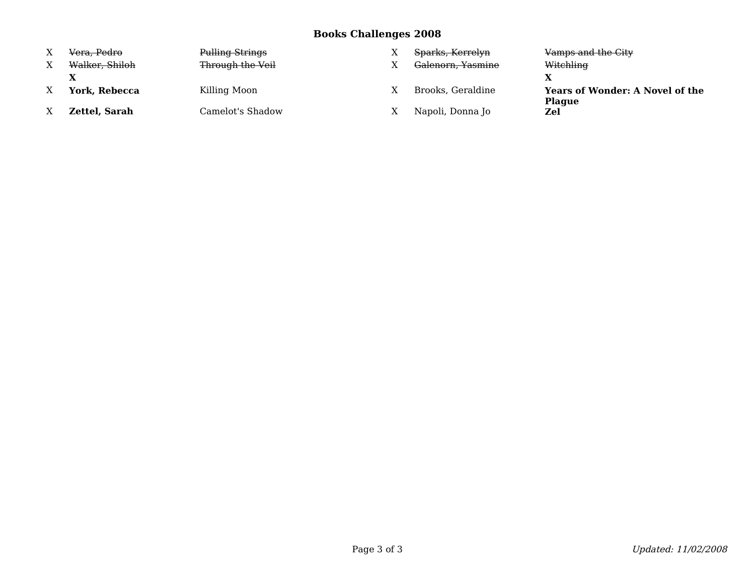**Books Challenges 2008**

| | | | | | |
|---|---|---|---|---|---|
| X | ~~Vera, Pedro~~ | ~~Pulling Strings~~ | X | ~~Sparks, Kerrelyn~~ | ~~Vamps and the City~~ |
| X | ~~Walker, Shiloh~~ | ~~Through the Veil~~ | X | ~~Galenorn, Yasmine~~ | ~~Witchling~~ |
| | **X** | | | | **X** |
| X | **York, Rebecca** | Killing Moon | X | Brooks, Geraldine | **Years of Wonder: A Novel of the Plague** |
| X | **Zettel, Sarah** | Camelot's Shadow | X | Napoli, Donna Jo | **Zel** |

*Updated: 11/02/2008*